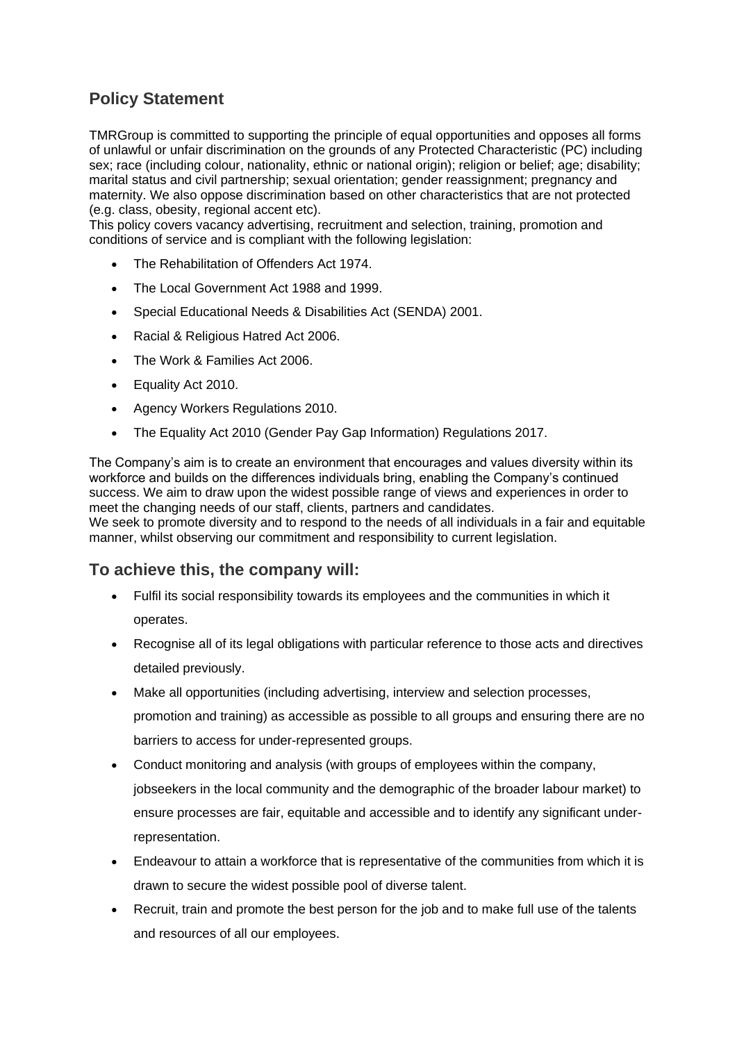## Policy Statement

TMRGroup is committed to supporting the principle of equal opportunities and opposes all forms of unlawful or unfair discrimination on the grounds of any Protected Characteristic (PC) including sex; race (including colour, nationality, ethnic or national origin); religion or belief; age; disability; marital status and civil partnership; sexual orientation; gender reassignment; pregnancy and maternity. We also oppose discrimination based on other characteristics that are not protected (e.g. class, obesity, regional accent etc).
This policy covers vacancy advertising, recruitment and selection, training, promotion and conditions of service and is compliant with the following legislation:

- The Rehabilitation of Offenders Act 1974.
- The Local Government Act 1988 and 1999.
- Special Educational Needs & Disabilities Act (SENDA) 2001.
- Racial & Religious Hatred Act 2006.
- The Work & Families Act 2006.
- Equality Act 2010.
- Agency Workers Regulations 2010.
- The Equality Act 2010 (Gender Pay Gap Information) Regulations 2017.

The Company's aim is to create an environment that encourages and values diversity within its workforce and builds on the differences individuals bring, enabling the Company's continued success. We aim to draw upon the widest possible range of views and experiences in order to meet the changing needs of our staff, clients, partners and candidates.
We seek to promote diversity and to respond to the needs of all individuals in a fair and equitable manner, whilst observing our commitment and responsibility to current legislation.

## To achieve this, the company will:

- Fulfil its social responsibility towards its employees and the communities in which it operates.
- Recognise all of its legal obligations with particular reference to those acts and directives detailed previously.
- Make all opportunities (including advertising, interview and selection processes, promotion and training) as accessible as possible to all groups and ensuring there are no barriers to access for under-represented groups.
- Conduct monitoring and analysis (with groups of employees within the company, jobseekers in the local community and the demographic of the broader labour market) to ensure processes are fair, equitable and accessible and to identify any significant under-representation.
- Endeavour to attain a workforce that is representative of the communities from which it is drawn to secure the widest possible pool of diverse talent.
- Recruit, train and promote the best person for the job and to make full use of the talents and resources of all our employees.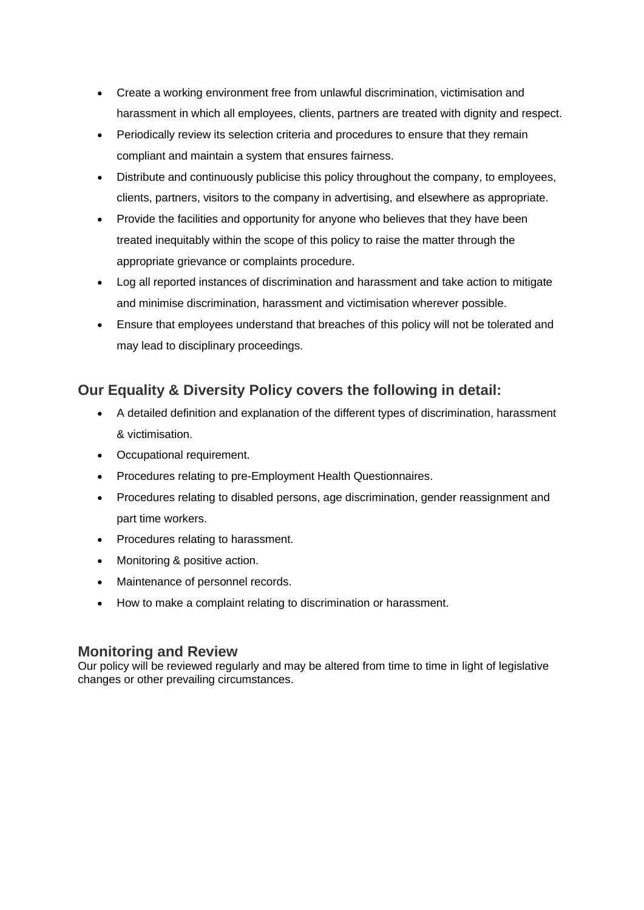- Create a working environment free from unlawful discrimination, victimisation and harassment in which all employees, clients, partners are treated with dignity and respect.
- Periodically review its selection criteria and procedures to ensure that they remain compliant and maintain a system that ensures fairness.
- Distribute and continuously publicise this policy throughout the company, to employees, clients, partners, visitors to the company in advertising, and elsewhere as appropriate.
- Provide the facilities and opportunity for anyone who believes that they have been treated inequitably within the scope of this policy to raise the matter through the appropriate grievance or complaints procedure.
- Log all reported instances of discrimination and harassment and take action to mitigate and minimise discrimination, harassment and victimisation wherever possible.
- Ensure that employees understand that breaches of this policy will not be tolerated and may lead to disciplinary proceedings.

## Our Equality & Diversity Policy covers the following in detail:

- A detailed definition and explanation of the different types of discrimination, harassment & victimisation.
- Occupational requirement.
- Procedures relating to pre-Employment Health Questionnaires.
- Procedures relating to disabled persons, age discrimination, gender reassignment and part time workers.
- Procedures relating to harassment.
- Monitoring & positive action.
- Maintenance of personnel records.
- How to make a complaint relating to discrimination or harassment.

## Monitoring and Review

Our policy will be reviewed regularly and may be altered from time to time in light of legislative changes or other prevailing circumstances.